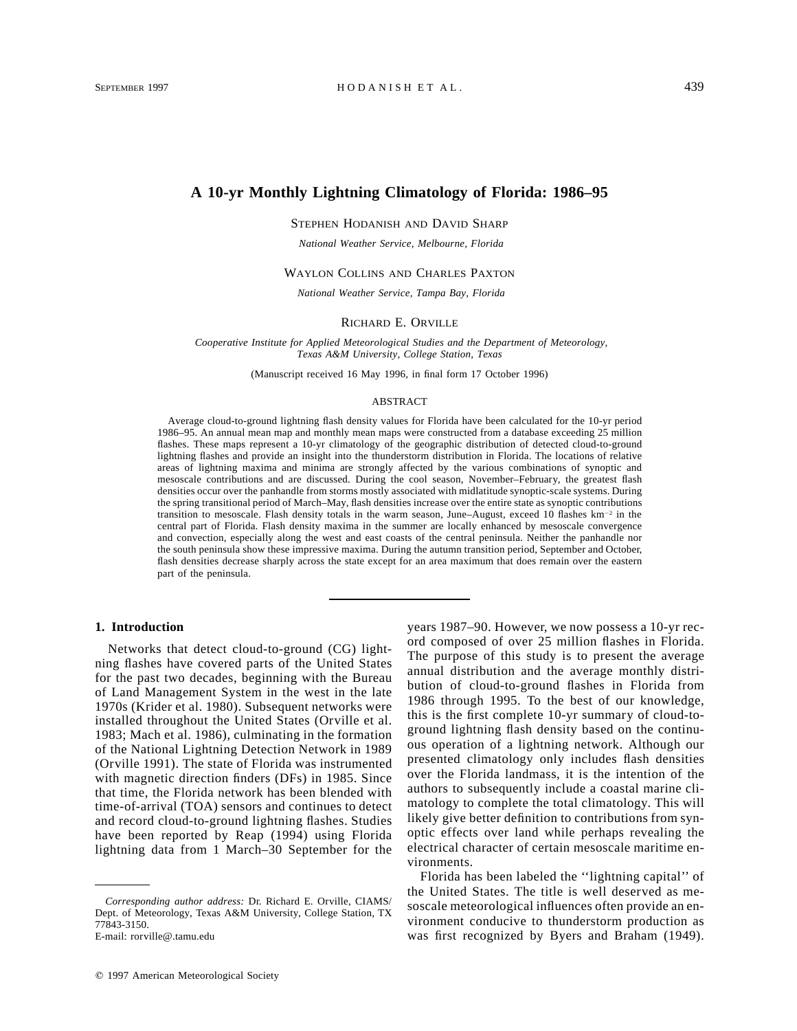# A 10-yr Monthly Lightning Climatology of Florida: 1986–95

Stephen Hodanish and David Sharp

*National Weather Service, Melbourne, Florida*

Waylon Collins and Charles Paxton

*National Weather Service, Tampa Bay, Florida*

Richard E. Orville

*Cooperative Institute for Applied Meteorological Studies and the Department of Meteorology, Texas A&M University, College Station, Texas*

(Manuscript received 16 May 1996, in final form 17 October 1996)

## ABSTRACT

Average cloud-to-ground lightning flash density values for Florida have been calculated for the 10-yr period 1986–95. An annual mean map and monthly mean maps were constructed from a database exceeding 25 million flashes. These maps represent a 10-yr climatology of the geographic distribution of detected cloud-to-ground lightning flashes and provide an insight into the thunderstorm distribution in Florida. The locations of relative areas of lightning maxima and minima are strongly affected by the various combinations of synoptic and mesoscale contributions and are discussed. During the cool season, November–February, the greatest flash densities occur over the panhandle from storms mostly associated with midlatitude synoptic-scale systems. During the spring transitional period of March–May, flash densities increase over the entire state as synoptic contributions transition to mesoscale. Flash density totals in the warm season, June–August, exceed 10 flashes km$^{-2}$ in the central part of Florida. Flash density maxima in the summer are locally enhanced by mesoscale convergence and convection, especially along the west and east coasts of the central peninsula. Neither the panhandle nor the south peninsula show these impressive maxima. During the autumn transition period, September and October, flash densities decrease sharply across the state except for an area maximum that does remain over the eastern part of the peninsula.

## 1. Introduction

Networks that detect cloud-to-ground (CG) lightning flashes have covered parts of the United States for the past two decades, beginning with the Bureau of Land Management System in the west in the late 1970s (Krider et al. 1980). Subsequent networks were installed throughout the United States (Orville et al. 1983; Mach et al. 1986), culminating in the formation of the National Lightning Detection Network in 1989 (Orville 1991). The state of Florida was instrumented with magnetic direction finders (DFs) in 1985. Since that time, the Florida network has been blended with time-of-arrival (TOA) sensors and continues to detect and record cloud-to-ground lightning flashes. Studies have been reported by Reap (1994) using Florida lightning data from 1 March–30 September for the years 1987–90. However, we now possess a 10-yr record composed of over 25 million flashes in Florida. The purpose of this study is to present the average annual distribution and the average monthly distribution of cloud-to-ground flashes in Florida from 1986 through 1995. To the best of our knowledge, this is the first complete 10-yr summary of cloud-to-ground lightning flash density based on the continuous operation of a lightning network. Although our presented climatology only includes flash densities over the Florida landmass, it is the intention of the authors to subsequently include a coastal marine climatology to complete the total climatology. This will likely give better definition to contributions from synoptic effects over land while perhaps revealing the electrical character of certain mesoscale maritime environments.

Florida has been labeled the ''lightning capital'' of the United States. The title is well deserved as mesoscale meteorological influences often provide an environment conducive to thunderstorm production as was first recognized by Byers and Braham (1949).

---

*Corresponding author address:* Dr. Richard E. Orville, CIAMS/Dept. of Meteorology, Texas A&M University, College Station, TX 77843-3150.
E-mail: rorville@.tamu.edu

© 1997 American Meteorological Society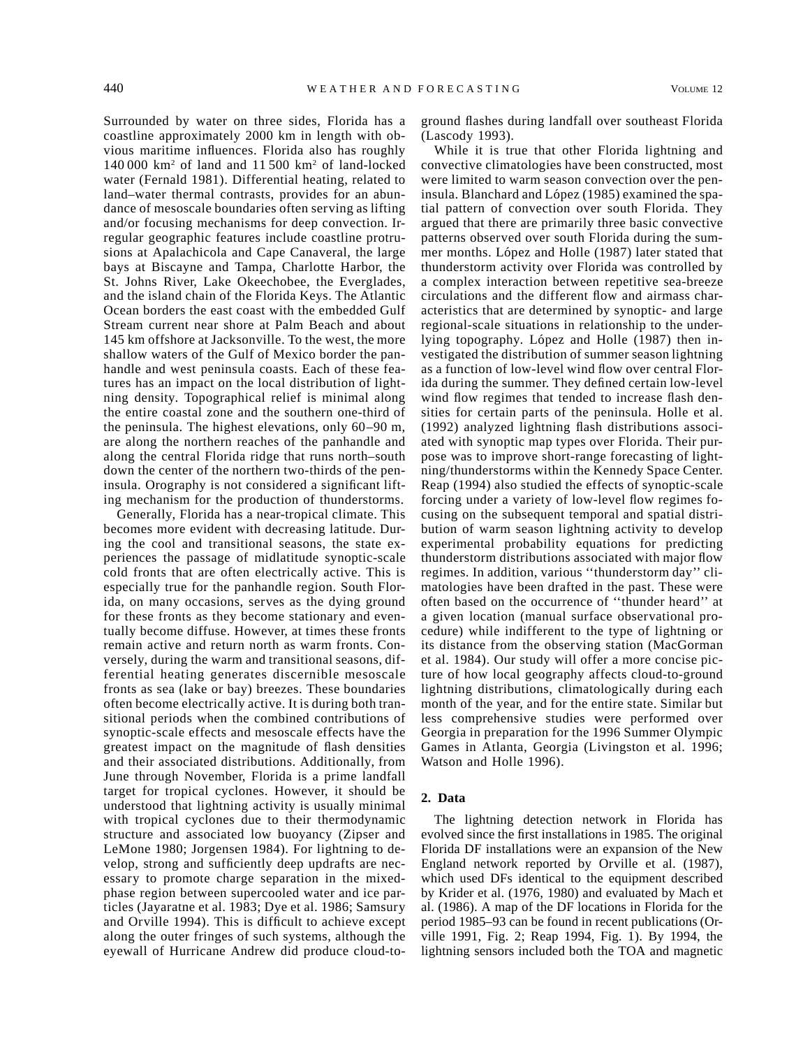Surrounded by water on three sides, Florida has a coastline approximately 2000 km in length with obvious maritime influences. Florida also has roughly 140 000 km$^2$ of land and 11 500 km$^2$ of land-locked water (Fernald 1981). Differential heating, related to land–water thermal contrasts, provides for an abundance of mesoscale boundaries often serving as lifting and/or focusing mechanisms for deep convection. Irregular geographic features include coastline protrusions at Apalachicola and Cape Canaveral, the large bays at Biscayne and Tampa, Charlotte Harbor, the St. Johns River, Lake Okeechobee, the Everglades, and the island chain of the Florida Keys. The Atlantic Ocean borders the east coast with the embedded Gulf Stream current near shore at Palm Beach and about 145 km offshore at Jacksonville. To the west, the more shallow waters of the Gulf of Mexico border the panhandle and west peninsula coasts. Each of these features has an impact on the local distribution of lightning density. Topographical relief is minimal along the entire coastal zone and the southern one-third of the peninsula. The highest elevations, only 60–90 m, are along the northern reaches of the panhandle and along the central Florida ridge that runs north–south down the center of the northern two-thirds of the peninsula. Orography is not considered a significant lifting mechanism for the production of thunderstorms.

Generally, Florida has a near-tropical climate. This becomes more evident with decreasing latitude. During the cool and transitional seasons, the state experiences the passage of midlatitude synoptic-scale cold fronts that are often electrically active. This is especially true for the panhandle region. South Florida, on many occasions, serves as the dying ground for these fronts as they become stationary and eventually become diffuse. However, at times these fronts remain active and return north as warm fronts. Conversely, during the warm and transitional seasons, differential heating generates discernible mesoscale fronts as sea (lake or bay) breezes. These boundaries often become electrically active. It is during both transitional periods when the combined contributions of synoptic-scale effects and mesoscale effects have the greatest impact on the magnitude of flash densities and their associated distributions. Additionally, from June through November, Florida is a prime landfall target for tropical cyclones. However, it should be understood that lightning activity is usually minimal with tropical cyclones due to their thermodynamic structure and associated low buoyancy (Zipser and LeMone 1980; Jorgensen 1984). For lightning to develop, strong and sufficiently deep updrafts are necessary to promote charge separation in the mixed-phase region between supercooled water and ice particles (Jayaratne et al. 1983; Dye et al. 1986; Samsury and Orville 1994). This is difficult to achieve except along the outer fringes of such systems, although the eyewall of Hurricane Andrew did produce cloud-to-ground flashes during landfall over southeast Florida (Lascody 1993).

While it is true that other Florida lightning and convective climatologies have been constructed, most were limited to warm season convection over the peninsula. Blanchard and López (1985) examined the spatial pattern of convection over south Florida. They argued that there are primarily three basic convective patterns observed over south Florida during the summer months. López and Holle (1987) later stated that thunderstorm activity over Florida was controlled by a complex interaction between repetitive sea-breeze circulations and the different flow and airmass characteristics that are determined by synoptic- and large regional-scale situations in relationship to the underlying topography. López and Holle (1987) then investigated the distribution of summer season lightning as a function of low-level wind flow over central Florida during the summer. They defined certain low-level wind flow regimes that tended to increase flash densities for certain parts of the peninsula. Holle et al. (1992) analyzed lightning flash distributions associated with synoptic map types over Florida. Their purpose was to improve short-range forecasting of lightning/thunderstorms within the Kennedy Space Center. Reap (1994) also studied the effects of synoptic-scale forcing under a variety of low-level flow regimes focusing on the subsequent temporal and spatial distribution of warm season lightning activity to develop experimental probability equations for predicting thunderstorm distributions associated with major flow regimes. In addition, various ''thunderstorm day'' climatologies have been drafted in the past. These were often based on the occurrence of ''thunder heard'' at a given location (manual surface observational procedure) while indifferent to the type of lightning or its distance from the observing station (MacGorman et al. 1984). Our study will offer a more concise picture of how local geography affects cloud-to-ground lightning distributions, climatologically during each month of the year, and for the entire state. Similar but less comprehensive studies were performed over Georgia in preparation for the 1996 Summer Olympic Games in Atlanta, Georgia (Livingston et al. 1996; Watson and Holle 1996).

## 2. Data

The lightning detection network in Florida has evolved since the first installations in 1985. The original Florida DF installations were an expansion of the New England network reported by Orville et al. (1987), which used DFs identical to the equipment described by Krider et al. (1976, 1980) and evaluated by Mach et al. (1986). A map of the DF locations in Florida for the period 1985–93 can be found in recent publications (Orville 1991, Fig. 2; Reap 1994, Fig. 1). By 1994, the lightning sensors included both the TOA and magnetic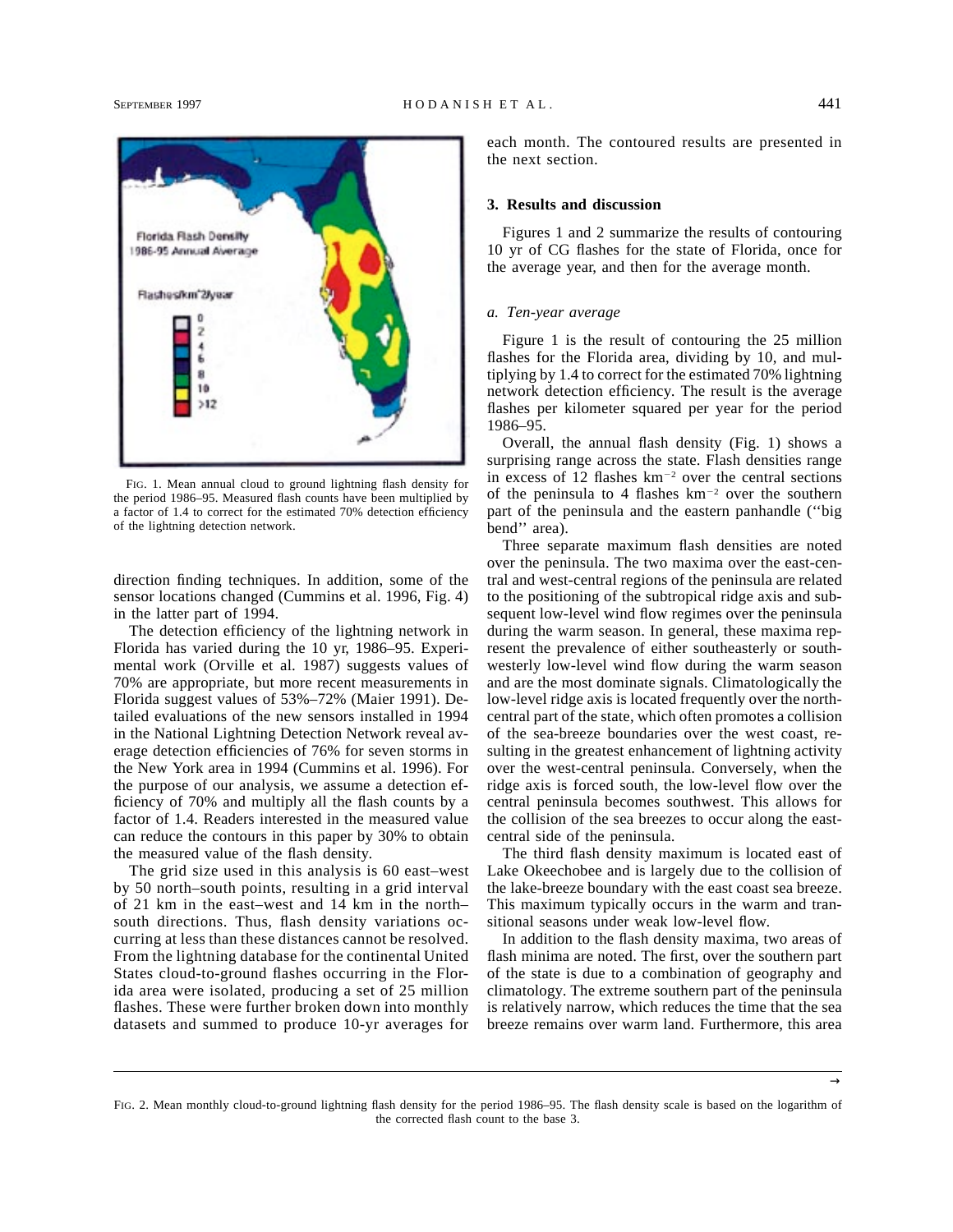FIG. 1. Mean annual cloud to ground lightning flash density for the period 1986–95. Measured flash counts have been multiplied by a factor of 1.4 to correct for the estimated 70% detection efficiency of the lightning detection network.

direction finding techniques. In addition, some of the sensor locations changed (Cummins et al. 1996, Fig. 4) in the latter part of 1994.

The detection efficiency of the lightning network in Florida has varied during the 10 yr, 1986–95. Experimental work (Orville et al. 1987) suggests values of 70% are appropriate, but more recent measurements in Florida suggest values of 53%–72% (Maier 1991). Detailed evaluations of the new sensors installed in 1994 in the National Lightning Detection Network reveal average detection efficiencies of 76% for seven storms in the New York area in 1994 (Cummins et al. 1996). For the purpose of our analysis, we assume a detection efficiency of 70% and multiply all the flash counts by a factor of 1.4. Readers interested in the measured value can reduce the contours in this paper by 30% to obtain the measured value of the flash density.

The grid size used in this analysis is 60 east–west by 50 north–south points, resulting in a grid interval of 21 km in the east–west and 14 km in the north–south directions. Thus, flash density variations occurring at less than these distances cannot be resolved. From the lightning database for the continental United States cloud-to-ground flashes occurring in the Florida area were isolated, producing a set of 25 million flashes. These were further broken down into monthly datasets and summed to produce 10-yr averages for each month. The contoured results are presented in the next section.

## 3. Results and discussion

Figures 1 and 2 summarize the results of contouring 10 yr of CG flashes for the state of Florida, once for the average year, and then for the average month.

### *a. Ten-year average*

Figure 1 is the result of contouring the 25 million flashes for the Florida area, dividing by 10, and multiplying by 1.4 to correct for the estimated 70% lightning network detection efficiency. The result is the average flashes per kilometer squared per year for the period 1986–95.

Overall, the annual flash density (Fig. 1) shows a surprising range across the state. Flash densities range in excess of 12 flashes $km^{-2}$ over the central sections of the peninsula to 4 flashes $km^{-2}$ over the southern part of the peninsula and the eastern panhandle (''big bend'' area).

Three separate maximum flash densities are noted over the peninsula. The two maxima over the east-central and west-central regions of the peninsula are related to the positioning of the subtropical ridge axis and subsequent low-level wind flow regimes over the peninsula during the warm season. In general, these maxima represent the prevalence of either southeasterly or southwesterly low-level wind flow during the warm season and are the most dominate signals. Climatologically the low-level ridge axis is located frequently over the north-central part of the state, which often promotes a collision of the sea-breeze boundaries over the west coast, resulting in the greatest enhancement of lightning activity over the west-central peninsula. Conversely, when the ridge axis is forced south, the low-level flow over the central peninsula becomes southwest. This allows for the collision of the sea breezes to occur along the east-central side of the peninsula.

The third flash density maximum is located east of Lake Okeechobee and is largely due to the collision of the lake-breeze boundary with the east coast sea breeze. This maximum typically occurs in the warm and transitional seasons under weak low-level flow.

In addition to the flash density maxima, two areas of flash minima are noted. The first, over the southern part of the state is due to a combination of geography and climatology. The extreme southern part of the peninsula is relatively narrow, which reduces the time that the sea breeze remains over warm land. Furthermore, this area

FIG. 2. Mean monthly cloud-to-ground lightning flash density for the period 1986–95. The flash density scale is based on the logarithm of the corrected flash count to the base 3.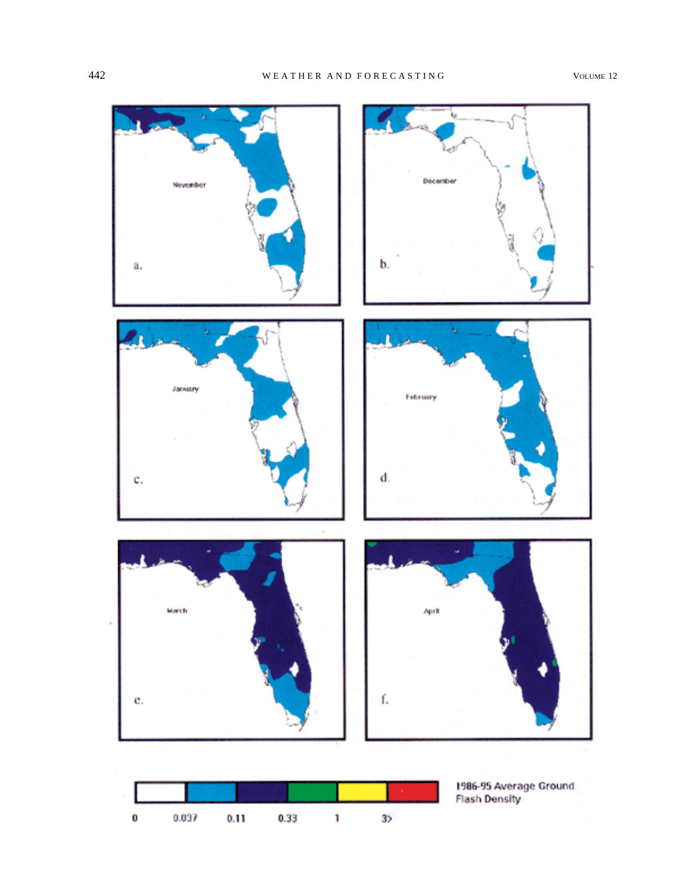November

a.

December

b.

January

c.

February

d.

March

e.

April

f.

0 0.037 0.11 0.33 1 3>

1986-95 Average Ground Flash Density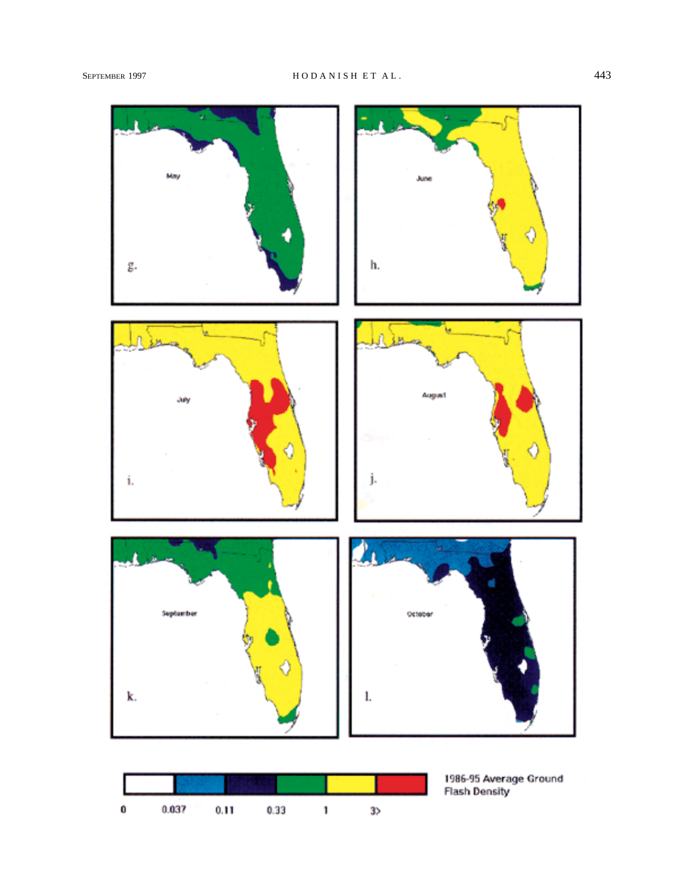May

g.

June

h.

July

i.

August

j.

September

k.

October

l.

| | | | | | |
|---|---|---|---|---|---|
| 0 | 0.037 | 0.11 | 0.33 | 1 | 3> |

1986-95 Average Ground Flash Density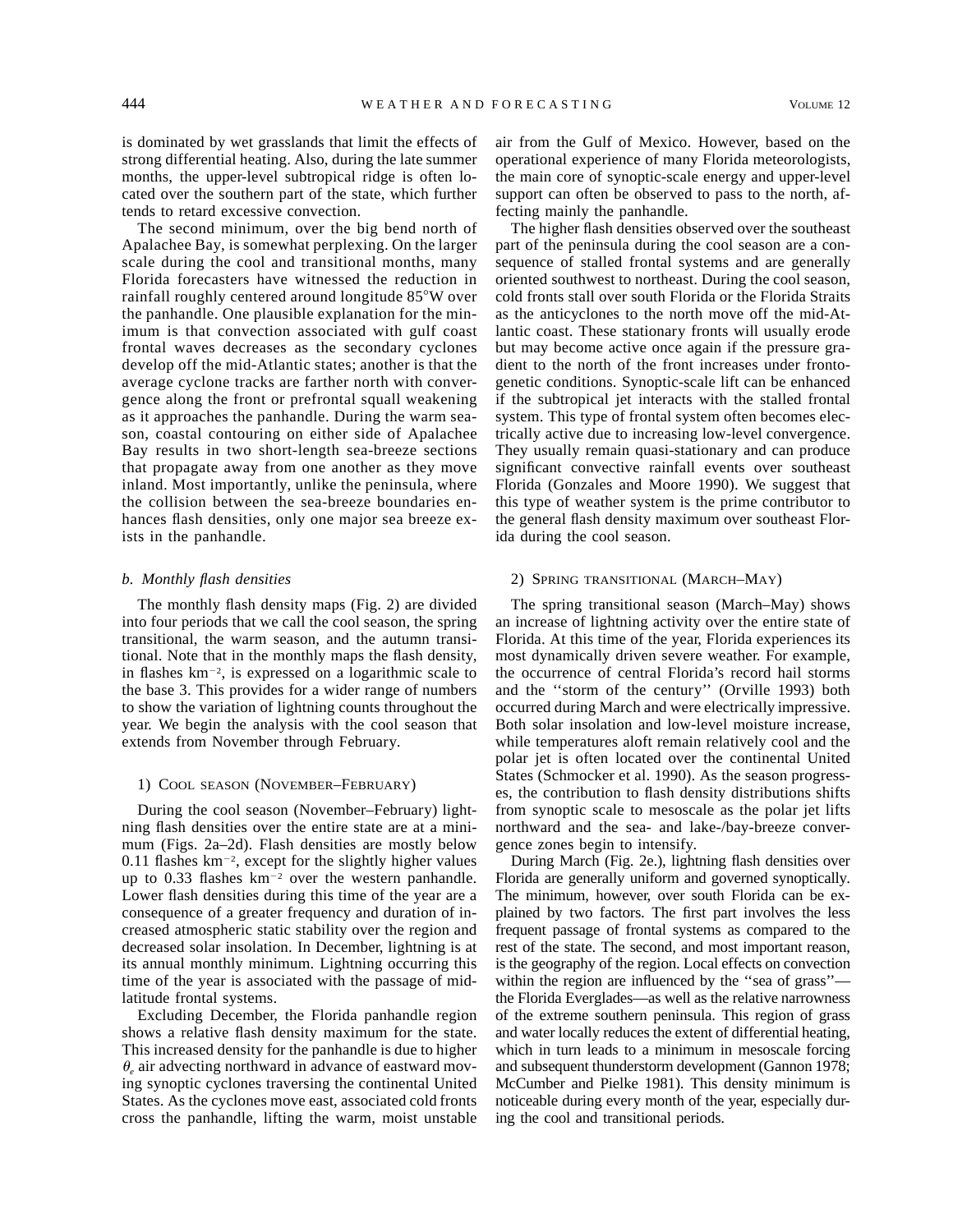is dominated by wet grasslands that limit the effects of strong differential heating. Also, during the late summer months, the upper-level subtropical ridge is often located over the southern part of the state, which further tends to retard excessive convection.

The second minimum, over the big bend north of Apalachee Bay, is somewhat perplexing. On the larger scale during the cool and transitional months, many Florida forecasters have witnessed the reduction in rainfall roughly centered around longitude 85°W over the panhandle. One plausible explanation for the minimum is that convection associated with gulf coast frontal waves decreases as the secondary cyclones develop off the mid-Atlantic states; another is that the average cyclone tracks are farther north with convergence along the front or prefrontal squall weakening as it approaches the panhandle. During the warm season, coastal contouring on either side of Apalachee Bay results in two short-length sea-breeze sections that propagate away from one another as they move inland. Most importantly, unlike the peninsula, where the collision between the sea-breeze boundaries enhances flash densities, only one major sea breeze exists in the panhandle.

### *b. Monthly flash densities*

The monthly flash density maps (Fig. 2) are divided into four periods that we call the cool season, the spring transitional, the warm season, and the autumn transitional. Note that in the monthly maps the flash density, in flashes km$^{-2}$, is expressed on a logarithmic scale to the base 3. This provides for a wider range of numbers to show the variation of lightning counts throughout the year. We begin the analysis with the cool season that extends from November through February.

#### 1) Cool season (November–February)

During the cool season (November–February) lightning flash densities over the entire state are at a minimum (Figs. 2a–2d). Flash densities are mostly below 0.11 flashes km$^{-2}$, except for the slightly higher values up to 0.33 flashes km$^{-2}$ over the western panhandle. Lower flash densities during this time of the year are a consequence of a greater frequency and duration of increased atmospheric static stability over the region and decreased solar insolation. In December, lightning is at its annual monthly minimum. Lightning occurring this time of the year is associated with the passage of midlatitude frontal systems.

Excluding December, the Florida panhandle region shows a relative flash density maximum for the state. This increased density for the panhandle is due to higher $\theta_e$ air advecting northward in advance of eastward moving synoptic cyclones traversing the continental United States. As the cyclones move east, associated cold fronts cross the panhandle, lifting the warm, moist unstable air from the Gulf of Mexico. However, based on the operational experience of many Florida meteorologists, the main core of synoptic-scale energy and upper-level support can often be observed to pass to the north, affecting mainly the panhandle.

The higher flash densities observed over the southeast part of the peninsula during the cool season are a consequence of stalled frontal systems and are generally oriented southwest to northeast. During the cool season, cold fronts stall over south Florida or the Florida Straits as the anticyclones to the north move off the mid-Atlantic coast. These stationary fronts will usually erode but may become active once again if the pressure gradient to the north of the front increases under frontogenetic conditions. Synoptic-scale lift can be enhanced if the subtropical jet interacts with the stalled frontal system. This type of frontal system often becomes electrically active due to increasing low-level convergence. They usually remain quasi-stationary and can produce significant convective rainfall events over southeast Florida (Gonzales and Moore 1990). We suggest that this type of weather system is the prime contributor to the general flash density maximum over southeast Florida during the cool season.

#### 2) Spring transitional (March–May)

The spring transitional season (March–May) shows an increase of lightning activity over the entire state of Florida. At this time of the year, Florida experiences its most dynamically driven severe weather. For example, the occurrence of central Florida's record hail storms and the ''storm of the century'' (Orville 1993) both occurred during March and were electrically impressive. Both solar insolation and low-level moisture increase, while temperatures aloft remain relatively cool and the polar jet is often located over the continental United States (Schmocker et al. 1990). As the season progresses, the contribution to flash density distributions shifts from synoptic scale to mesoscale as the polar jet lifts northward and the sea- and lake-/bay-breeze convergence zones begin to intensify.

During March (Fig. 2e.), lightning flash densities over Florida are generally uniform and governed synoptically. The minimum, however, over south Florida can be explained by two factors. The first part involves the less frequent passage of frontal systems as compared to the rest of the state. The second, and most important reason, is the geography of the region. Local effects on convection within the region are influenced by the ''sea of grass''—the Florida Everglades—as well as the relative narrowness of the extreme southern peninsula. This region of grass and water locally reduces the extent of differential heating, which in turn leads to a minimum in mesoscale forcing and subsequent thunderstorm development (Gannon 1978; McCumber and Pielke 1981). This density minimum is noticeable during every month of the year, especially during the cool and transitional periods.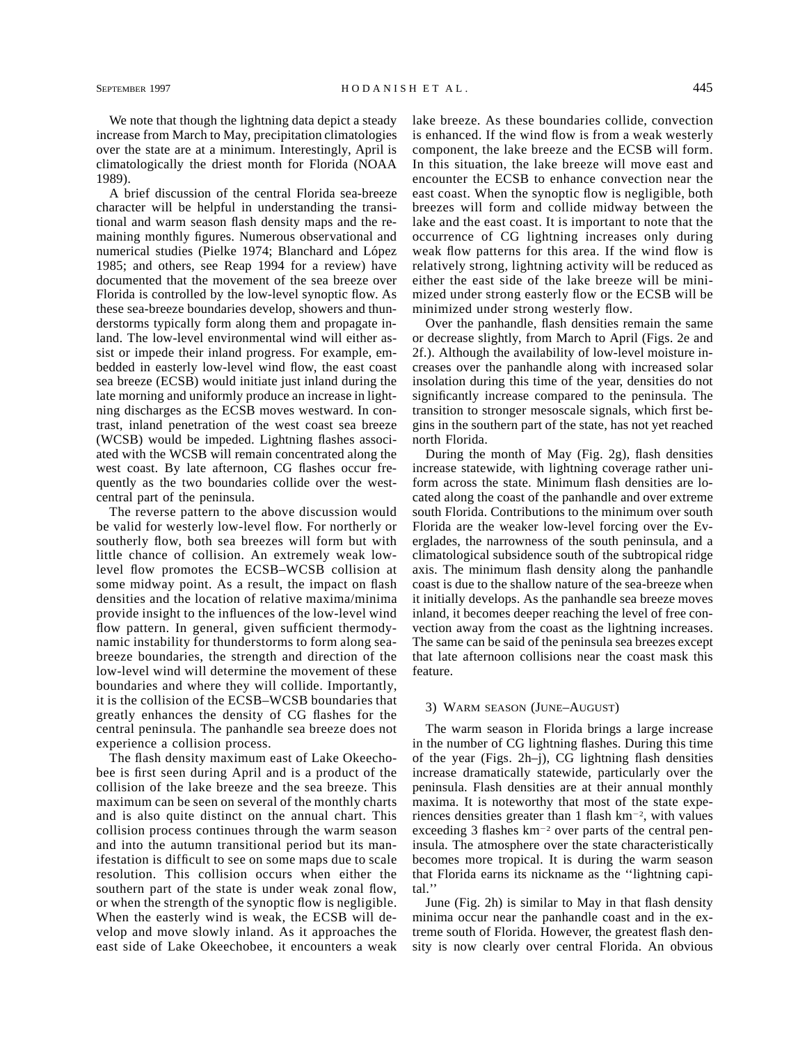We note that though the lightning data depict a steady increase from March to May, precipitation climatologies over the state are at a minimum. Interestingly, April is climatologically the driest month for Florida (NOAA 1989).

A brief discussion of the central Florida sea-breeze character will be helpful in understanding the transitional and warm season flash density maps and the remaining monthly figures. Numerous observational and numerical studies (Pielke 1974; Blanchard and López 1985; and others, see Reap 1994 for a review) have documented that the movement of the sea breeze over Florida is controlled by the low-level synoptic flow. As these sea-breeze boundaries develop, showers and thunderstorms typically form along them and propagate inland. The low-level environmental wind will either assist or impede their inland progress. For example, embedded in easterly low-level wind flow, the east coast sea breeze (ECSB) would initiate just inland during the late morning and uniformly produce an increase in lightning discharges as the ECSB moves westward. In contrast, inland penetration of the west coast sea breeze (WCSB) would be impeded. Lightning flashes associated with the WCSB will remain concentrated along the west coast. By late afternoon, CG flashes occur frequently as the two boundaries collide over the west-central part of the peninsula.

The reverse pattern to the above discussion would be valid for westerly low-level flow. For northerly or southerly flow, both sea breezes will form but with little chance of collision. An extremely weak low-level flow promotes the ECSB–WCSB collision at some midway point. As a result, the impact on flash densities and the location of relative maxima/minima provide insight to the influences of the low-level wind flow pattern. In general, given sufficient thermodynamic instability for thunderstorms to form along sea-breeze boundaries, the strength and direction of the low-level wind will determine the movement of these boundaries and where they will collide. Importantly, it is the collision of the ECSB–WCSB boundaries that greatly enhances the density of CG flashes for the central peninsula. The panhandle sea breeze does not experience a collision process.

The flash density maximum east of Lake Okeechobee is first seen during April and is a product of the collision of the lake breeze and the sea breeze. This maximum can be seen on several of the monthly charts and is also quite distinct on the annual chart. This collision process continues through the warm season and into the autumn transitional period but its manifestation is difficult to see on some maps due to scale resolution. This collision occurs when either the southern part of the state is under weak zonal flow, or when the strength of the synoptic flow is negligible. When the easterly wind is weak, the ECSB will develop and move slowly inland. As it approaches the east side of Lake Okeechobee, it encounters a weak lake breeze. As these boundaries collide, convection is enhanced. If the wind flow is from a weak westerly component, the lake breeze and the ECSB will form. In this situation, the lake breeze will move east and encounter the ECSB to enhance convection near the east coast. When the synoptic flow is negligible, both breezes will form and collide midway between the lake and the east coast. It is important to note that the occurrence of CG lightning increases only during weak flow patterns for this area. If the wind flow is relatively strong, lightning activity will be reduced as either the east side of the lake breeze will be minimized under strong easterly flow or the ECSB will be minimized under strong westerly flow.

Over the panhandle, flash densities remain the same or decrease slightly, from March to April (Figs. 2e and 2f.). Although the availability of low-level moisture increases over the panhandle along with increased solar insolation during this time of the year, densities do not significantly increase compared to the peninsula. The transition to stronger mesoscale signals, which first begins in the southern part of the state, has not yet reached north Florida.

During the month of May (Fig. 2g), flash densities increase statewide, with lightning coverage rather uniform across the state. Minimum flash densities are located along the coast of the panhandle and over extreme south Florida. Contributions to the minimum over south Florida are the weaker low-level forcing over the Everglades, the narrowness of the south peninsula, and a climatological subsidence south of the subtropical ridge axis. The minimum flash density along the panhandle coast is due to the shallow nature of the sea-breeze when it initially develops. As the panhandle sea breeze moves inland, it becomes deeper reaching the level of free convection away from the coast as the lightning increases. The same can be said of the peninsula sea breezes except that late afternoon collisions near the coast mask this feature.

### 3) Warm season (June–August)

The warm season in Florida brings a large increase in the number of CG lightning flashes. During this time of the year (Figs. 2h–j), CG lightning flash densities increase dramatically statewide, particularly over the peninsula. Flash densities are at their annual monthly maxima. It is noteworthy that most of the state experiences densities greater than 1 flash km$^{-2}$, with values exceeding 3 flashes km$^{-2}$ over parts of the central peninsula. The atmosphere over the state characteristically becomes more tropical. It is during the warm season that Florida earns its nickname as the ''lightning capital.''

June (Fig. 2h) is similar to May in that flash density minima occur near the panhandle coast and in the extreme south of Florida. However, the greatest flash density is now clearly over central Florida. An obvious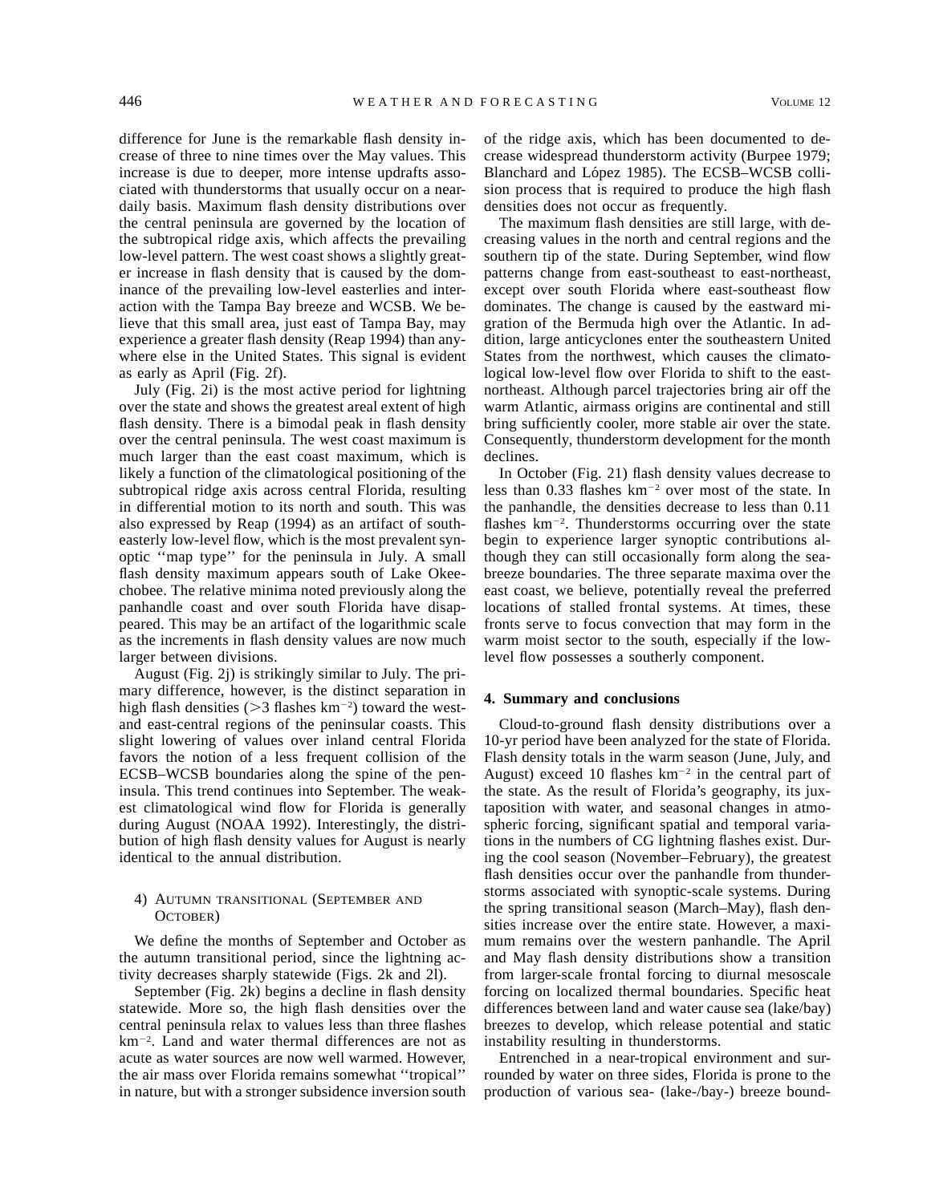difference for June is the remarkable flash density increase of three to nine times over the May values. This increase is due to deeper, more intense updrafts associated with thunderstorms that usually occur on a near-daily basis. Maximum flash density distributions over the central peninsula are governed by the location of the subtropical ridge axis, which affects the prevailing low-level pattern. The west coast shows a slightly greater increase in flash density that is caused by the dominance of the prevailing low-level easterlies and interaction with the Tampa Bay breeze and WCSB. We believe that this small area, just east of Tampa Bay, may experience a greater flash density (Reap 1994) than anywhere else in the United States. This signal is evident as early as April (Fig. 2f).

July (Fig. 2i) is the most active period for lightning over the state and shows the greatest areal extent of high flash density. There is a bimodal peak in flash density over the central peninsula. The west coast maximum is much larger than the east coast maximum, which is likely a function of the climatological positioning of the subtropical ridge axis across central Florida, resulting in differential motion to its north and south. This was also expressed by Reap (1994) as an artifact of southeasterly low-level flow, which is the most prevalent synoptic ''map type'' for the peninsula in July. A small flash density maximum appears south of Lake Okeechobee. The relative minima noted previously along the panhandle coast and over south Florida have disappeared. This may be an artifact of the logarithmic scale as the increments in flash density values are now much larger between divisions.

August (Fig. 2j) is strikingly similar to July. The primary difference, however, is the distinct separation in high flash densities (>3 flashes km$^{-2}$) toward the west- and east-central regions of the peninsular coasts. This slight lowering of values over inland central Florida favors the notion of a less frequent collision of the ECSB–WCSB boundaries along the spine of the peninsula. This trend continues into September. The weakest climatological wind flow for Florida is generally during August (NOAA 1992). Interestingly, the distribution of high flash density values for August is nearly identical to the annual distribution.

#### 4) Autumn transitional (September and October)

We define the months of September and October as the autumn transitional period, since the lightning activity decreases sharply statewide (Figs. 2k and 2l).

September (Fig. 2k) begins a decline in flash density statewide. More so, the high flash densities over the central peninsula relax to values less than three flashes km$^{-2}$. Land and water thermal differences are not as acute as water sources are now well warmed. However, the air mass over Florida remains somewhat ''tropical'' in nature, but with a stronger subsidence inversion south of the ridge axis, which has been documented to decrease widespread thunderstorm activity (Burpee 1979; Blanchard and López 1985). The ECSB–WCSB collision process that is required to produce the high flash densities does not occur as frequently.

The maximum flash densities are still large, with decreasing values in the north and central regions and the southern tip of the state. During September, wind flow patterns change from east-southeast to east-northeast, except over south Florida where east-southeast flow dominates. The change is caused by the eastward migration of the Bermuda high over the Atlantic. In addition, large anticyclones enter the southeastern United States from the northwest, which causes the climatological low-level flow over Florida to shift to the east-northeast. Although parcel trajectories bring air off the warm Atlantic, airmass origins are continental and still bring sufficiently cooler, more stable air over the state. Consequently, thunderstorm development for the month declines.

In October (Fig. 2l) flash density values decrease to less than 0.33 flashes km$^{-2}$ over most of the state. In the panhandle, the densities decrease to less than 0.11 flashes km$^{-2}$. Thunderstorms occurring over the state begin to experience larger synoptic contributions although they can still occasionally form along the sea-breeze boundaries. The three separate maxima over the east coast, we believe, potentially reveal the preferred locations of stalled frontal systems. At times, these fronts serve to focus convection that may form in the warm moist sector to the south, especially if the low-level flow possesses a southerly component.

## 4. Summary and conclusions

Cloud-to-ground flash density distributions over a 10-yr period have been analyzed for the state of Florida. Flash density totals in the warm season (June, July, and August) exceed 10 flashes km$^{-2}$ in the central part of the state. As the result of Florida's geography, its juxtaposition with water, and seasonal changes in atmospheric forcing, significant spatial and temporal variations in the numbers of CG lightning flashes exist. During the cool season (November–February), the greatest flash densities occur over the panhandle from thunderstorms associated with synoptic-scale systems. During the spring transitional season (March–May), flash densities increase over the entire state. However, a maximum remains over the western panhandle. The April and May flash density distributions show a transition from larger-scale frontal forcing to diurnal mesoscale forcing on localized thermal boundaries. Specific heat differences between land and water cause sea (lake/bay) breezes to develop, which release potential and static instability resulting in thunderstorms.

Entrenched in a near-tropical environment and surrounded by water on three sides, Florida is prone to the production of various sea- (lake-/bay-) breeze bound-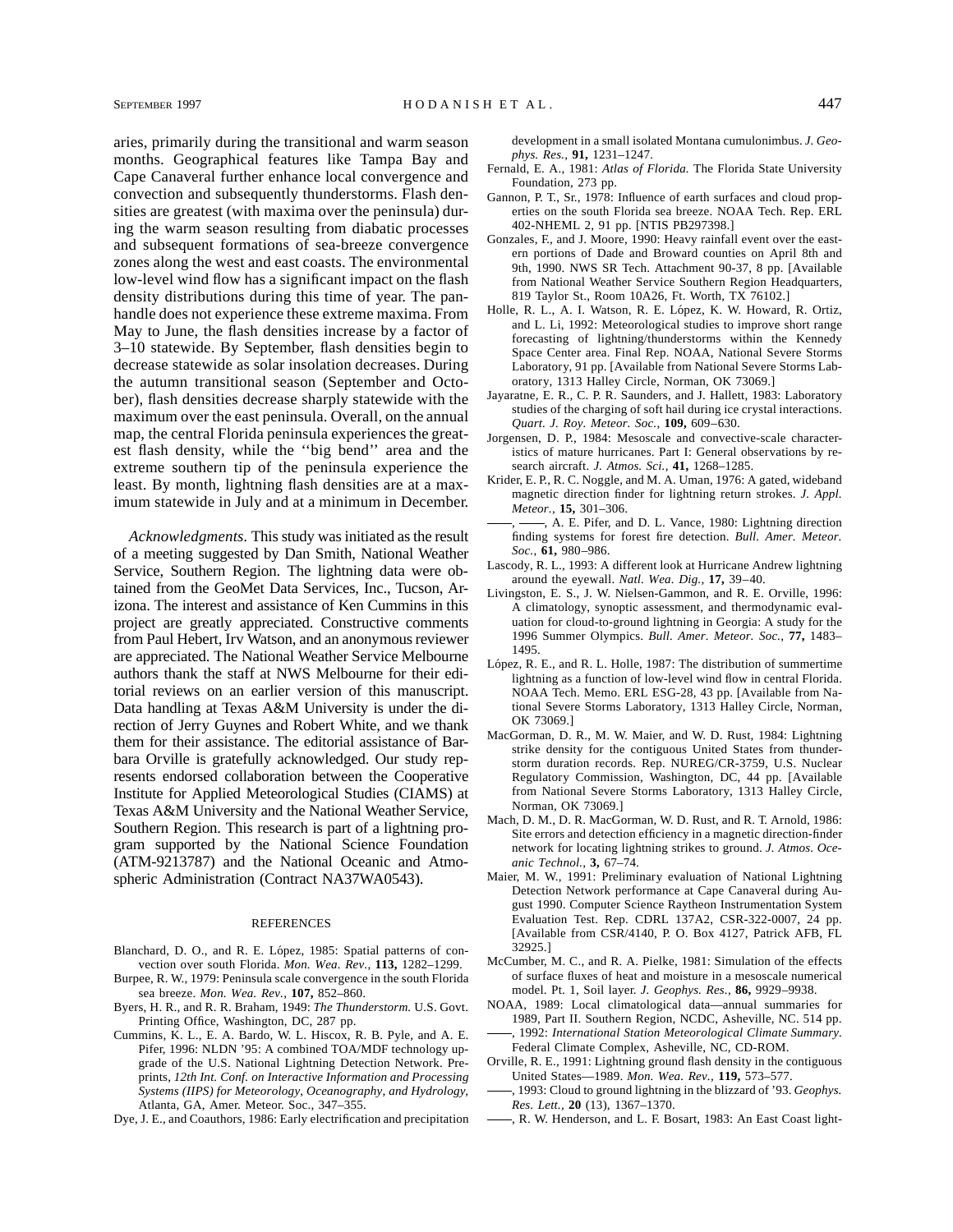aries, primarily during the transitional and warm season months. Geographical features like Tampa Bay and Cape Canaveral further enhance local convergence and convection and subsequently thunderstorms. Flash densities are greatest (with maxima over the peninsula) during the warm season resulting from diabatic processes and subsequent formations of sea-breeze convergence zones along the west and east coasts. The environmental low-level wind flow has a significant impact on the flash density distributions during this time of year. The panhandle does not experience these extreme maxima. From May to June, the flash densities increase by a factor of 3–10 statewide. By September, flash densities begin to decrease statewide as solar insolation decreases. During the autumn transitional season (September and October), flash densities decrease sharply statewide with the maximum over the east peninsula. Overall, on the annual map, the central Florida peninsula experiences the greatest flash density, while the ''big bend'' area and the extreme southern tip of the peninsula experience the least. By month, lightning flash densities are at a maximum statewide in July and at a minimum in December.

*Acknowledgments.* This study was initiated as the result of a meeting suggested by Dan Smith, National Weather Service, Southern Region. The lightning data were obtained from the GeoMet Data Services, Inc., Tucson, Arizona. The interest and assistance of Ken Cummins in this project are greatly appreciated. Constructive comments from Paul Hebert, Irv Watson, and an anonymous reviewer are appreciated. The National Weather Service Melbourne authors thank the staff at NWS Melbourne for their editorial reviews on an earlier version of this manuscript. Data handling at Texas A&M University is under the direction of Jerry Guynes and Robert White, and we thank them for their assistance. The editorial assistance of Barbara Orville is gratefully acknowledged. Our study represents endorsed collaboration between the Cooperative Institute for Applied Meteorological Studies (CIAMS) at Texas A&M University and the National Weather Service, Southern Region. This research is part of a lightning program supported by the National Science Foundation (ATM-9213787) and the National Oceanic and Atmospheric Administration (Contract NA37WA0543).

## REFERENCES

Blanchard, D. O., and R. E. López, 1985: Spatial patterns of convection over south Florida. *Mon. Wea. Rev.,* **113,** 1282–1299.

Burpee, R. W., 1979: Peninsula scale convergence in the south Florida sea breeze. *Mon. Wea. Rev.,* **107,** 852–860.

Byers, H. R., and R. R. Braham, 1949: *The Thunderstorm.* U.S. Govt. Printing Office, Washington, DC, 287 pp.

Cummins, K. L., E. A. Bardo, W. L. Hiscox, R. B. Pyle, and A. E. Pifer, 1996: NLDN '95: A combined TOA/MDF technology upgrade of the U.S. National Lightning Detection Network. Preprints, *12th Int. Conf. on Interactive Information and Processing Systems (IIPS) for Meteorology, Oceanography, and Hydrology,* Atlanta, GA, Amer. Meteor. Soc., 347–355.

Dye, J. E., and Coauthors, 1986: Early electrification and precipitation development in a small isolated Montana cumulonimbus. *J. Geophys. Res.,* **91,** 1231–1247.

Fernald, E. A., 1981: *Atlas of Florida.* The Florida State University Foundation, 273 pp.

Gannon, P. T., Sr., 1978: Influence of earth surfaces and cloud properties on the south Florida sea breeze. NOAA Tech. Rep. ERL 402-NHEML 2, 91 pp. [NTIS PB297398.]

Gonzales, F., and J. Moore, 1990: Heavy rainfall event over the eastern portions of Dade and Broward counties on April 8th and 9th, 1990. NWS SR Tech. Attachment 90-37, 8 pp. [Available from National Weather Service Southern Region Headquarters, 819 Taylor St., Room 10A26, Ft. Worth, TX 76102.]

Holle, R. L., A. I. Watson, R. E. López, K. W. Howard, R. Ortiz, and L. Li, 1992: Meteorological studies to improve short range forecasting of lightning/thunderstorms within the Kennedy Space Center area. Final Rep. NOAA, National Severe Storms Laboratory, 91 pp. [Available from National Severe Storms Laboratory, 1313 Halley Circle, Norman, OK 73069.]

Jayaratne, E. R., C. P. R. Saunders, and J. Hallett, 1983: Laboratory studies of the charging of soft hail during ice crystal interactions. *Quart. J. Roy. Meteor. Soc.,* **109,** 609–630.

Jorgensen, D. P., 1984: Mesoscale and convective-scale characteristics of mature hurricanes. Part I: General observations by research aircraft. *J. Atmos. Sci.,* **41,** 1268–1285.

Krider, E. P., R. C. Noggle, and M. A. Uman, 1976: A gated, wideband magnetic direction finder for lightning return strokes. *J. Appl. Meteor.,* **15,** 301–306.

——, ——, A. E. Pifer, and D. L. Vance, 1980: Lightning direction finding systems for forest fire detection. *Bull. Amer. Meteor. Soc.,* **61,** 980–986.

Lascody, R. L., 1993: A different look at Hurricane Andrew lightning around the eyewall. *Natl. Wea. Dig.,* **17,** 39–40.

Livingston, E. S., J. W. Nielsen-Gammon, and R. E. Orville, 1996: A climatology, synoptic assessment, and thermodynamic evaluation for cloud-to-ground lightning in Georgia: A study for the 1996 Summer Olympics. *Bull. Amer. Meteor. Soc.,* **77,** 1483–1495.

López, R. E., and R. L. Holle, 1987: The distribution of summertime lightning as a function of low-level wind flow in central Florida. NOAA Tech. Memo. ERL ESG-28, 43 pp. [Available from National Severe Storms Laboratory, 1313 Halley Circle, Norman, OK 73069.]

MacGorman, D. R., M. W. Maier, and W. D. Rust, 1984: Lightning strike density for the contiguous United States from thunderstorm duration records. Rep. NUREG/CR-3759, U.S. Nuclear Regulatory Commission, Washington, DC, 44 pp. [Available from National Severe Storms Laboratory, 1313 Halley Circle, Norman, OK 73069.]

Mach, D. M., D. R. MacGorman, W. D. Rust, and R. T. Arnold, 1986: Site errors and detection efficiency in a magnetic direction-finder network for locating lightning strikes to ground. *J. Atmos. Oceanic Technol.,* **3,** 67–74.

Maier, M. W., 1991: Preliminary evaluation of National Lightning Detection Network performance at Cape Canaveral during August 1990. Computer Science Raytheon Instrumentation System Evaluation Test. Rep. CDRL 137A2, CSR-322-0007, 24 pp. [Available from CSR/4140, P. O. Box 4127, Patrick AFB, FL 32925.]

McCumber, M. C., and R. A. Pielke, 1981: Simulation of the effects of surface fluxes of heat and moisture in a mesoscale numerical model. Pt. 1, Soil layer. *J. Geophys. Res.,* **86,** 9929–9938.

NOAA, 1989: Local climatological data—annual summaries for 1989, Part II. Southern Region, NCDC, Asheville, NC. 514 pp.

——, 1992: *International Station Meteorological Climate Summary.* Federal Climate Complex, Asheville, NC, CD-ROM.

Orville, R. E., 1991: Lightning ground flash density in the contiguous United States—1989. *Mon. Wea. Rev.,* **119,** 573–577.

——, 1993: Cloud to ground lightning in the blizzard of '93. *Geophys. Res. Lett.,* **20** (13), 1367–1370.

——, R. W. Henderson, and L. F. Bosart, 1983: An East Coast light-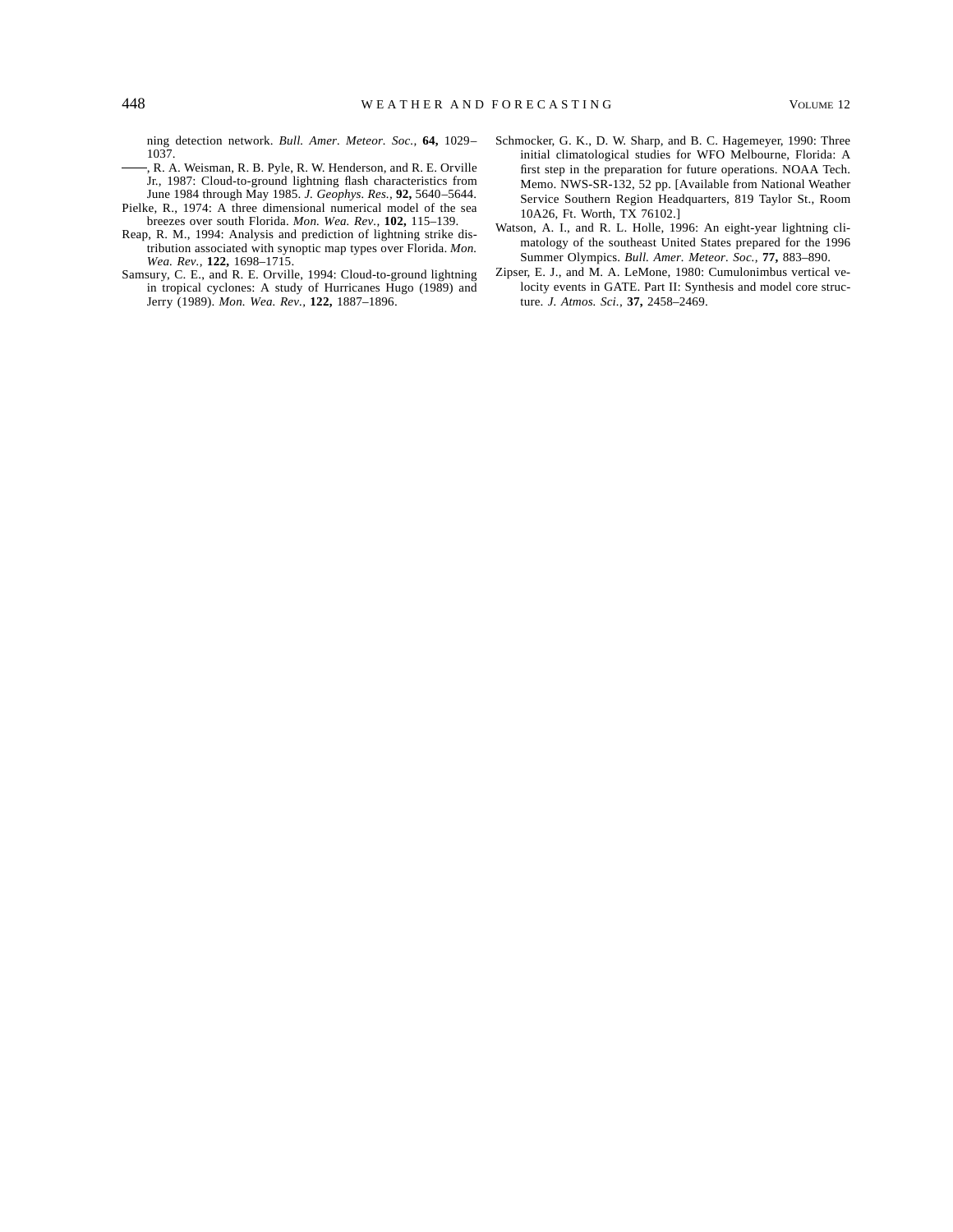ning detection network. *Bull. Amer. Meteor. Soc.,* **64,** 1029–1037.

——, R. A. Weisman, R. B. Pyle, R. W. Henderson, and R. E. Orville Jr., 1987: Cloud-to-ground lightning flash characteristics from June 1984 through May 1985. *J. Geophys. Res.,* **92,** 5640–5644.

Pielke, R., 1974: A three dimensional numerical model of the sea breezes over south Florida. *Mon. Wea. Rev.,* **102,** 115–139.

Reap, R. M., 1994: Analysis and prediction of lightning strike distribution associated with synoptic map types over Florida. *Mon. Wea. Rev.,* **122,** 1698–1715.

Samsury, C. E., and R. E. Orville, 1994: Cloud-to-ground lightning in tropical cyclones: A study of Hurricanes Hugo (1989) and Jerry (1989). *Mon. Wea. Rev.,* **122,** 1887–1896.

Schmocker, G. K., D. W. Sharp, and B. C. Hagemeyer, 1990: Three initial climatological studies for WFO Melbourne, Florida: A first step in the preparation for future operations. NOAA Tech. Memo. NWS-SR-132, 52 pp. [Available from National Weather Service Southern Region Headquarters, 819 Taylor St., Room 10A26, Ft. Worth, TX 76102.]

Watson, A. I., and R. L. Holle, 1996: An eight-year lightning climatology of the southeast United States prepared for the 1996 Summer Olympics. *Bull. Amer. Meteor. Soc.,* **77,** 883–890.

Zipser, E. J., and M. A. LeMone, 1980: Cumulonimbus vertical velocity events in GATE. Part II: Synthesis and model core structure. *J. Atmos. Sci.,* **37,** 2458–2469.